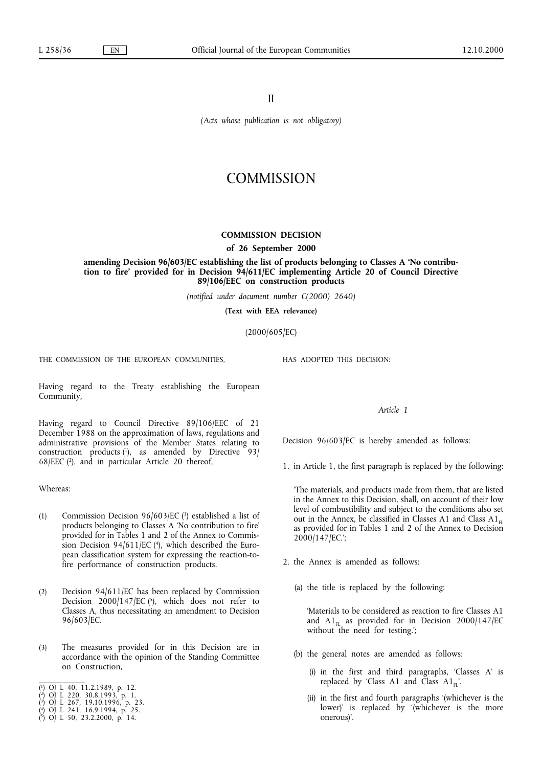II

*(Acts whose publication is not obligatory)*

# COMMISSION

## COMMISSION DECISION

**of 26 September 2000**

**amending Decision 96/603/EC establishing the list of products belonging to Classes A 'No contribution to fire' provided for in Decision 94/611/EC implementing Article 20 of Council Directive 89/106/EEC on construction products**

*(notified under document number C(2000) 2640)*

**(Text with EEA relevance)**

(2000/605/EC)

THE COMMISSION OF THE EUROPEAN COMMUNITIES,

Having regard to the Treaty establishing the European Community,

Having regard to Council Directive 89/106/EEC of 21 December 1988 on the approximation of laws, regulations and administrative provisions of the Member States relating to construction products [1], as amended by Directive 93/68/EEC [2], and in particular Article 20 thereof,

Whereas:

(1) Commission Decision 96/603/EC [3] established a list of products belonging to Classes A 'No contribution to fire' provided for in Tables 1 and 2 of the Annex to Commission Decision 94/611/EC [4], which described the European classification system for expressing the reaction-to-fire performance of construction products.

(2) Decision 94/611/EC has been replaced by Commission Decision 2000/147/EC [5], which does not refer to Classes A, thus necessitating an amendment to Decision 96/603/EC.

(3) The measures provided for in this Decision are in accordance with the opinion of the Standing Committee on Construction,

HAS ADOPTED THIS DECISION:

*Article 1*

Decision 96/603/EC is hereby amended as follows:

1. in Article 1, the first paragraph is replaced by the following:

   'The materials, and products made from them, that are listed in the Annex to this Decision, shall, on account of their low level of combustibility and subject to the conditions also set out in the Annex, be classified in Classes A1 and Class $A1_{FL}$ as provided for in Tables 1 and 2 of the Annex to Decision 2000/147/EC.';

2. the Annex is amended as follows:

   (a) the title is replaced by the following:

   'Materials to be considered as reaction to fire Classes A1 and $A1_{FL}$ as provided for in Decision 2000/147/EC without the need for testing.';

   (b) the general notes are amended as follows:

   (i) in the first and third paragraphs, 'Classes A' is replaced by 'Class A1 and Class $A1_{FL}$'.

   (ii) in the first and fourth paragraphs '(whichever is the lower)' is replaced by '(whichever is the more onerous)'.

---

[1] OJ L 40, 11.2.1989, p. 12.
[2] OJ L 220, 30.8.1993, p. 1.
[3] OJ L 267, 19.10.1996, p. 23.
[4] OJ L 241, 16.9.1994, p. 25.
[5] OJ L 50, 23.2.2000, p. 14.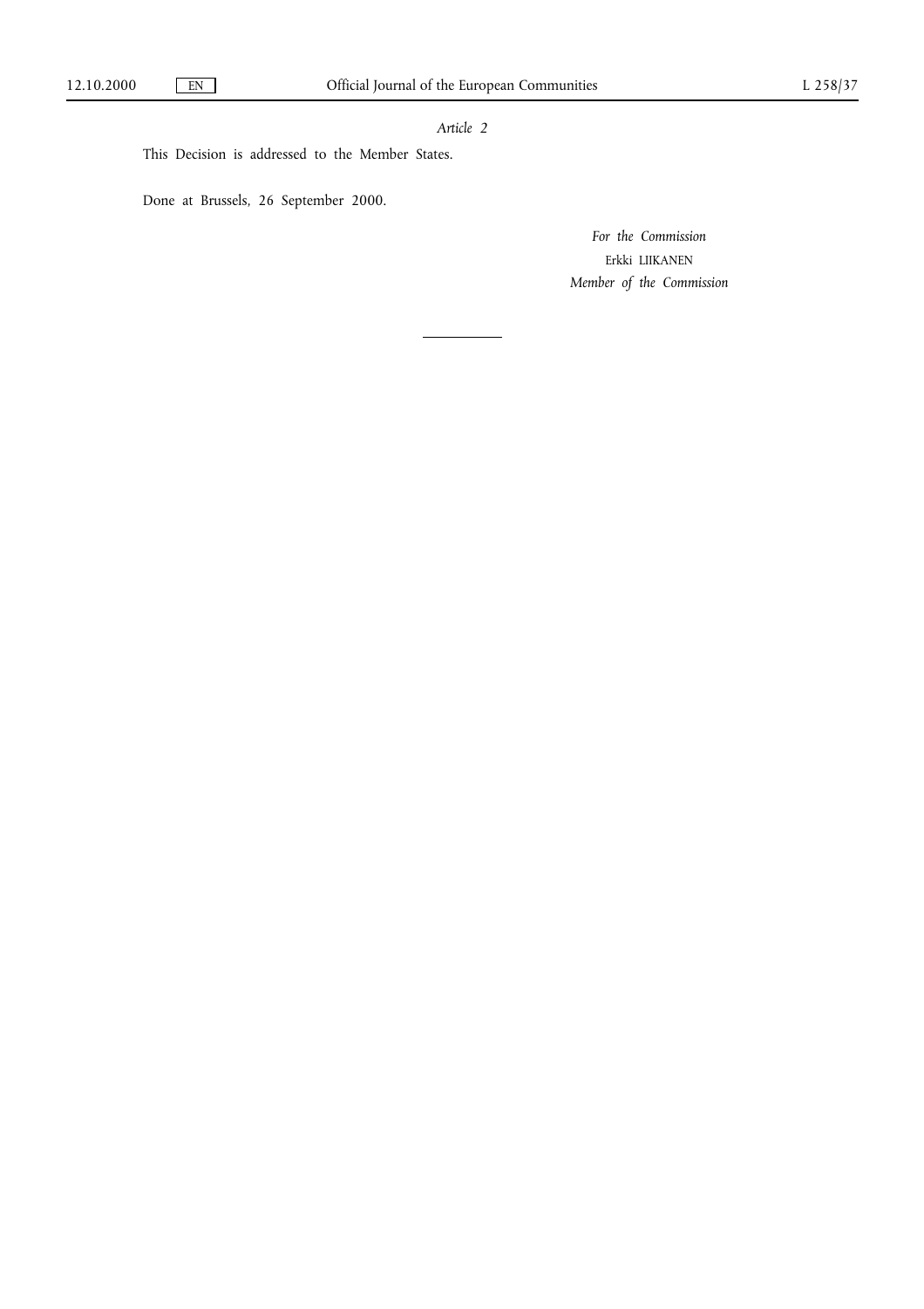*Article 2*

This Decision is addressed to the Member States.

Done at Brussels, 26 September 2000.

*For the Commission*

Erkki LIIKANEN

*Member of the Commission*